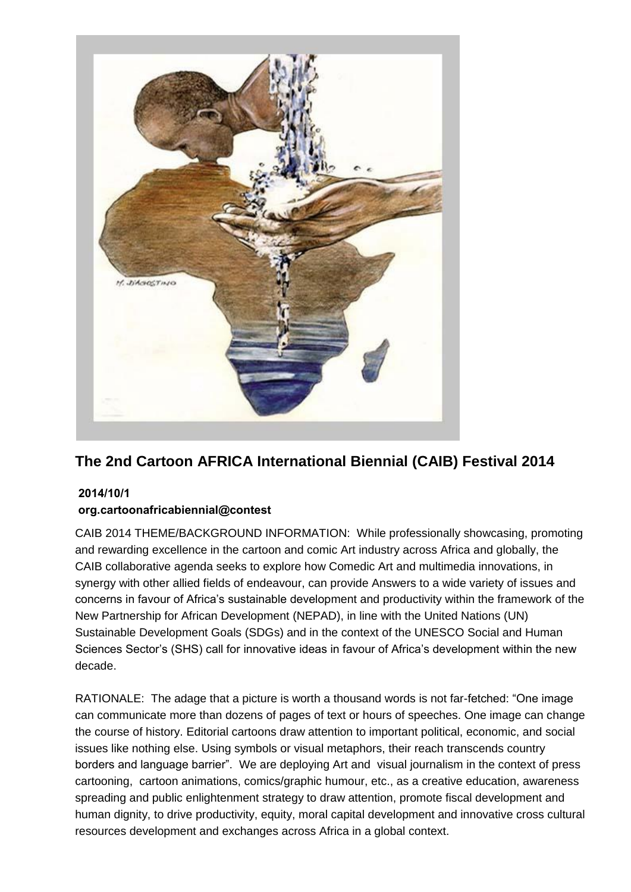# The 2nd Cartoon AFRICA International Biennial (CAIB) Festival 2014

**2014/10/1**
**org.cartoonafricabiennial@contest**

CAIB 2014 THEME/BACKGROUND INFORMATION: While professionally showcasing, promoting and rewarding excellence in the cartoon and comic Art industry across Africa and globally, the CAIB collaborative agenda seeks to explore how Comedic Art and multimedia innovations, in synergy with other allied fields of endeavour, can provide Answers to a wide variety of issues and concerns in favour of Africa's sustainable development and productivity within the framework of the New Partnership for African Development (NEPAD), in line with the United Nations (UN) Sustainable Development Goals (SDGs) and in the context of the UNESCO Social and Human Sciences Sector's (SHS) call for innovative ideas in favour of Africa's development within the new decade.

RATIONALE: The adage that a picture is worth a thousand words is not far-fetched: "One image can communicate more than dozens of pages of text or hours of speeches. One image can change the course of history. Editorial cartoons draw attention to important political, economic, and social issues like nothing else. Using symbols or visual metaphors, their reach transcends country borders and language barrier". We are deploying Art and visual journalism in the context of press cartooning, cartoon animations, comics/graphic humour, etc., as a creative education, awareness spreading and public enlightenment strategy to draw attention, promote fiscal development and human dignity, to drive productivity, equity, moral capital development and innovative cross cultural resources development and exchanges across Africa in a global context.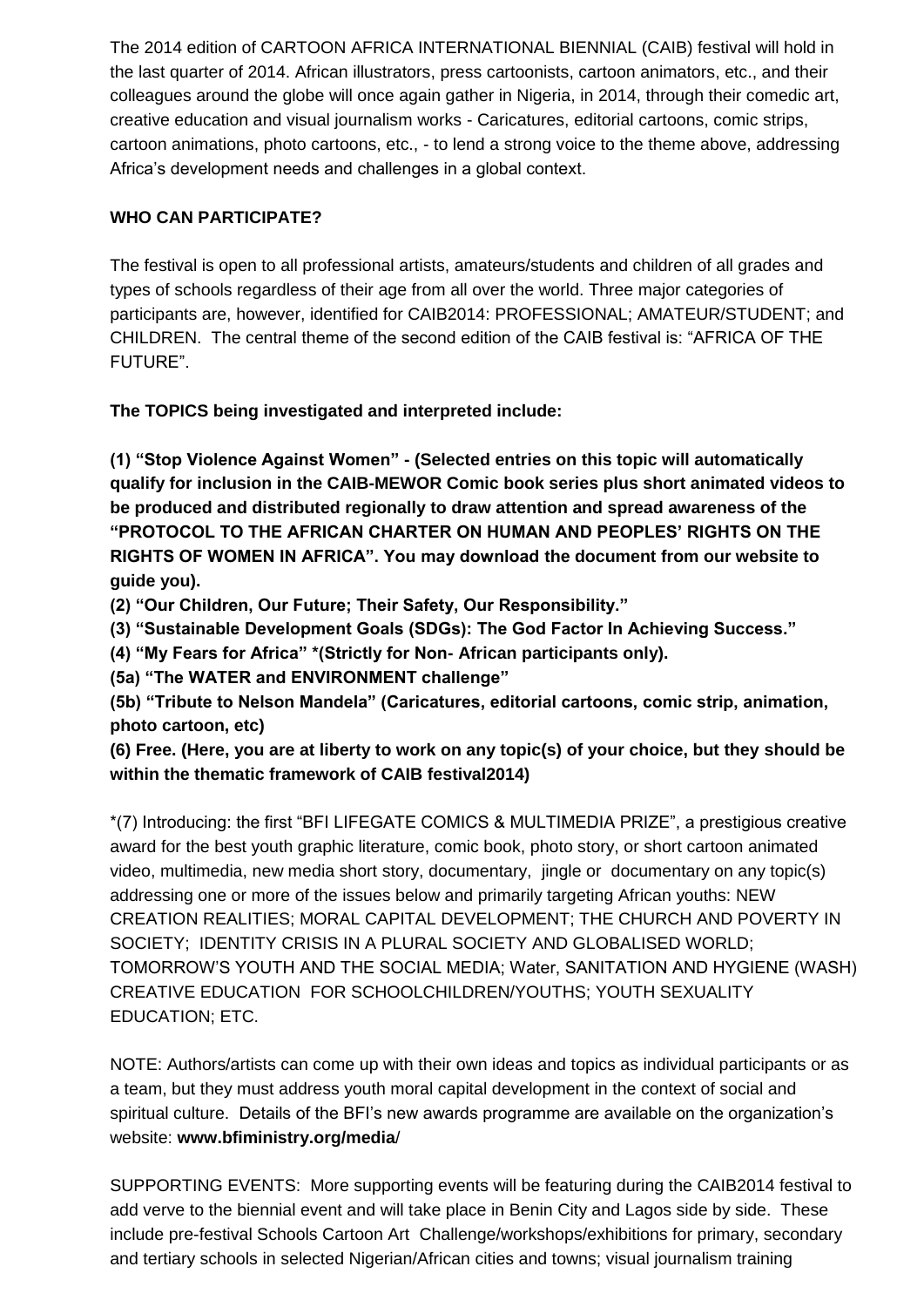The 2014 edition of CARTOON AFRICA INTERNATIONAL BIENNIAL (CAIB) festival will hold in the last quarter of 2014. African illustrators, press cartoonists, cartoon animators, etc., and their colleagues around the globe will once again gather in Nigeria, in 2014, through their comedic art, creative education and visual journalism works - Caricatures, editorial cartoons, comic strips, cartoon animations, photo cartoons, etc., - to lend a strong voice to the theme above, addressing Africa's development needs and challenges in a global context.

**WHO CAN PARTICIPATE?**

The festival is open to all professional artists, amateurs/students and children of all grades and types of schools regardless of their age from all over the world. Three major categories of participants are, however, identified for CAIB2014: PROFESSIONAL; AMATEUR/STUDENT; and CHILDREN. The central theme of the second edition of the CAIB festival is: "AFRICA OF THE FUTURE".

**The TOPICS being investigated and interpreted include:**

**(1) "Stop Violence Against Women" - (Selected entries on this topic will automatically qualify for inclusion in the CAIB-MEWOR Comic book series plus short animated videos to be produced and distributed regionally to draw attention and spread awareness of the "PROTOCOL TO THE AFRICAN CHARTER ON HUMAN AND PEOPLES' RIGHTS ON THE RIGHTS OF WOMEN IN AFRICA". You may download the document from our website to guide you).**
**(2) "Our Children, Our Future; Their Safety, Our Responsibility."**
**(3) "Sustainable Development Goals (SDGs): The God Factor In Achieving Success."**
**(4) "My Fears for Africa" *(Strictly for Non- African participants only).**
**(5a) "The WATER and ENVIRONMENT challenge"**
**(5b) "Tribute to Nelson Mandela" (Caricatures, editorial cartoons, comic strip, animation, photo cartoon, etc)**
**(6) Free. (Here, you are at liberty to work on any topic(s) of your choice, but they should be within the thematic framework of CAIB festival2014)**

*(7) Introducing: the first "BFI LIFEGATE COMICS & MULTIMEDIA PRIZE", a prestigious creative award for the best youth graphic literature, comic book, photo story, or short cartoon animated video, multimedia, new media short story, documentary, jingle or documentary on any topic(s) addressing one or more of the issues below and primarily targeting African youths: NEW CREATION REALITIES; MORAL CAPITAL DEVELOPMENT; THE CHURCH AND POVERTY IN SOCIETY; IDENTITY CRISIS IN A PLURAL SOCIETY AND GLOBALISED WORLD; TOMORROW'S YOUTH AND THE SOCIAL MEDIA; Water, SANITATION AND HYGIENE (WASH) CREATIVE EDUCATION FOR SCHOOLCHILDREN/YOUTHS; YOUTH SEXUALITY EDUCATION; ETC.

NOTE: Authors/artists can come up with their own ideas and topics as individual participants or as a team, but they must address youth moral capital development in the context of social and spiritual culture. Details of the BFI's new awards programme are available on the organization's website: **www.bfiministry.org/media**/

SUPPORTING EVENTS: More supporting events will be featuring during the CAIB2014 festival to add verve to the biennial event and will take place in Benin City and Lagos side by side. These include pre-festival Schools Cartoon Art Challenge/workshops/exhibitions for primary, secondary and tertiary schools in selected Nigerian/African cities and towns; visual journalism training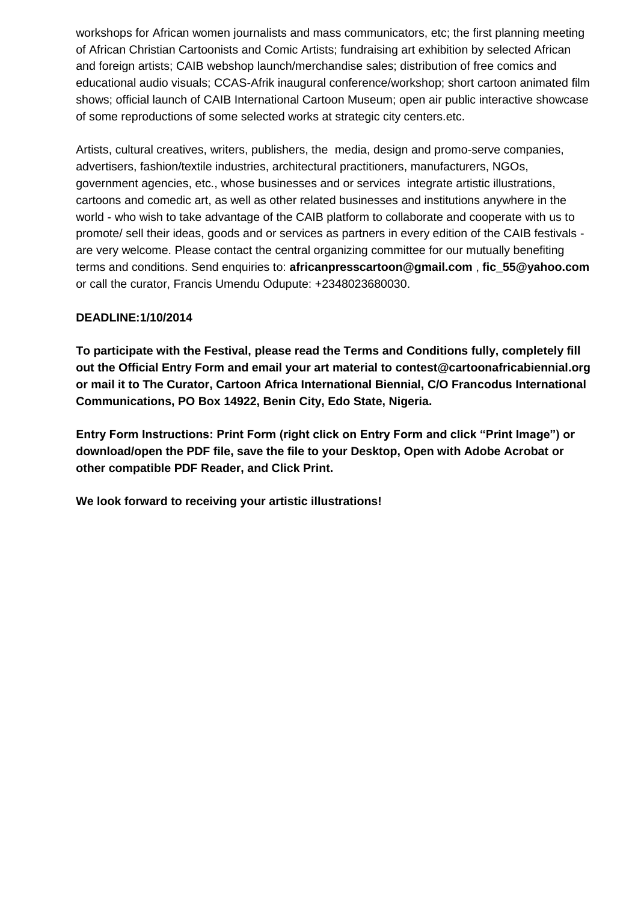workshops for African women journalists and mass communicators, etc; the first planning meeting of African Christian Cartoonists and Comic Artists; fundraising art exhibition by selected African and foreign artists; CAIB webshop launch/merchandise sales; distribution of free comics and educational audio visuals; CCAS-Afrik inaugural conference/workshop; short cartoon animated film shows; official launch of CAIB International Cartoon Museum; open air public interactive showcase of some reproductions of some selected works at strategic city centers.etc.

Artists, cultural creatives, writers, publishers, the media, design and promo-serve companies, advertisers, fashion/textile industries, architectural practitioners, manufacturers, NGOs, government agencies, etc., whose businesses and or services integrate artistic illustrations, cartoons and comedic art, as well as other related businesses and institutions anywhere in the world - who wish to take advantage of the CAIB platform to collaborate and cooperate with us to promote/ sell their ideas, goods and or services as partners in every edition of the CAIB festivals - are very welcome. Please contact the central organizing committee for our mutually benefiting terms and conditions. Send enquiries to: **africanpresscartoon@gmail.com** , **fic_55@yahoo.com** or call the curator, Francis Umendu Odupute: +2348023680030.

**DEADLINE:1/10/2014**

**To participate with the Festival, please read the Terms and Conditions fully, completely fill out the Official Entry Form and email your art material to contest@cartoonafricabiennial.org or mail it to The Curator, Cartoon Africa International Biennial, C/O Francodus International Communications, PO Box 14922, Benin City, Edo State, Nigeria.**

**Entry Form Instructions: Print Form (right click on Entry Form and click "Print Image") or download/open the PDF file, save the file to your Desktop, Open with Adobe Acrobat or other compatible PDF Reader, and Click Print.**

**We look forward to receiving your artistic illustrations!**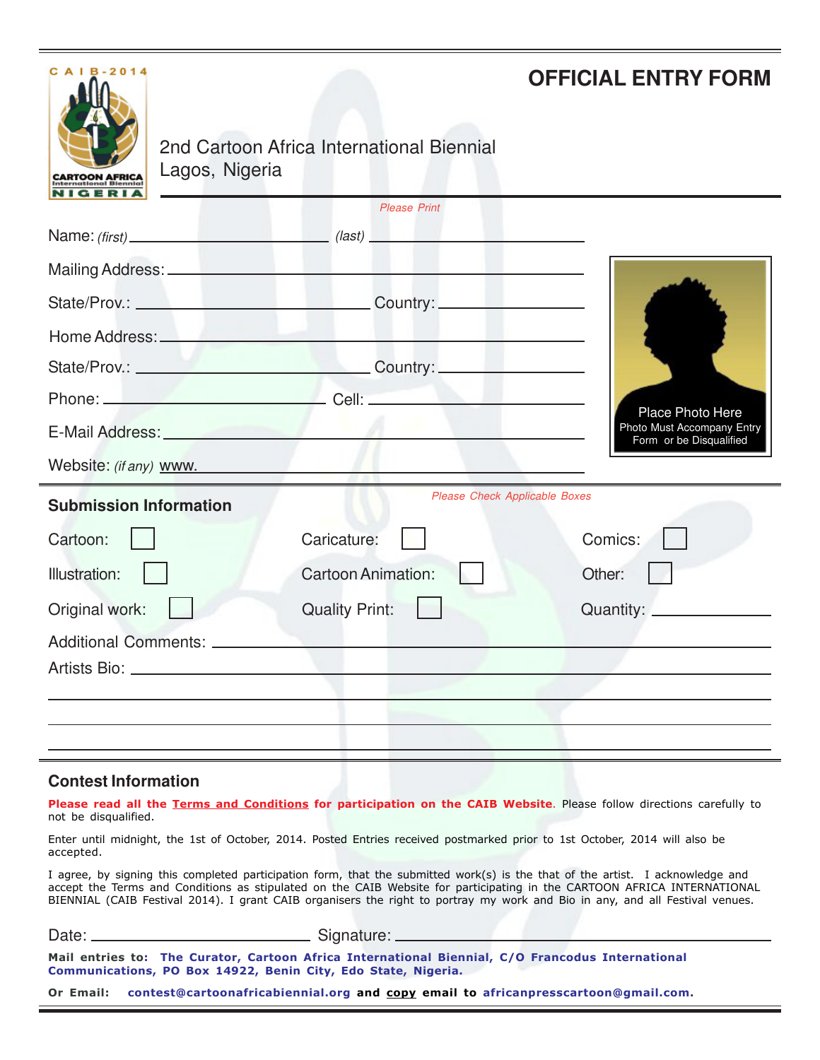CAIB-2014
CARTOON AFRICA
International Biennial
NIGERIA

# OFFICIAL ENTRY FORM

2nd Cartoon Africa International Biennial
Lagos, Nigeria

*Please Print*

Name: *(first)* ______________________ *(last)* ______________________

Mailing Address: ______________________

State/Prov.: ______________________ Country: ______________________

Home Address: ______________________

State/Prov.: ______________________ Country: ______________________

Phone: ______________________ Cell: ______________________

E-Mail Address: ______________________

Website: *(if any)* www. ______________________

Place Photo Here
Photo Must Accompany Entry Form or be Disqualified

## Submission Information

*Please Check Applicable Boxes*

Cartoon: ☐ Caricature: ☐ Comics: ☐

Illustration: ☐ Cartoon Animation: ☐ Other: ☐

Original work: ☐ Quality Print: ☐ Quantity: ______________________

Additional Comments: ______________________

Artists Bio: ______________________

## Contest Information

**Please read all the Terms and Conditions for participation on the CAIB Website**. Please follow directions carefully to not be disqualified.

Enter until midnight, the 1st of October, 2014. Posted Entries received postmarked prior to 1st October, 2014 will also be accepted.

I agree, by signing this completed participation form, that the submitted work(s) is the that of the artist. I acknowledge and accept the Terms and Conditions as stipulated on the CAIB Website for participating in the CARTOON AFRICA INTERNATIONAL BIENNIAL (CAIB Festival 2014). I grant CAIB organisers the right to portray my work and Bio in any, and all Festival venues.

Date: ______________________ Signature: ______________________

**Mail entries to: The Curator, Cartoon Africa International Biennial, C/O Francodus International Communications, PO Box 14922, Benin City, Edo State, Nigeria.**

**Or Email: contest@cartoonafricabiennial.org and copy email to africanpresscartoon@gmail.com.**